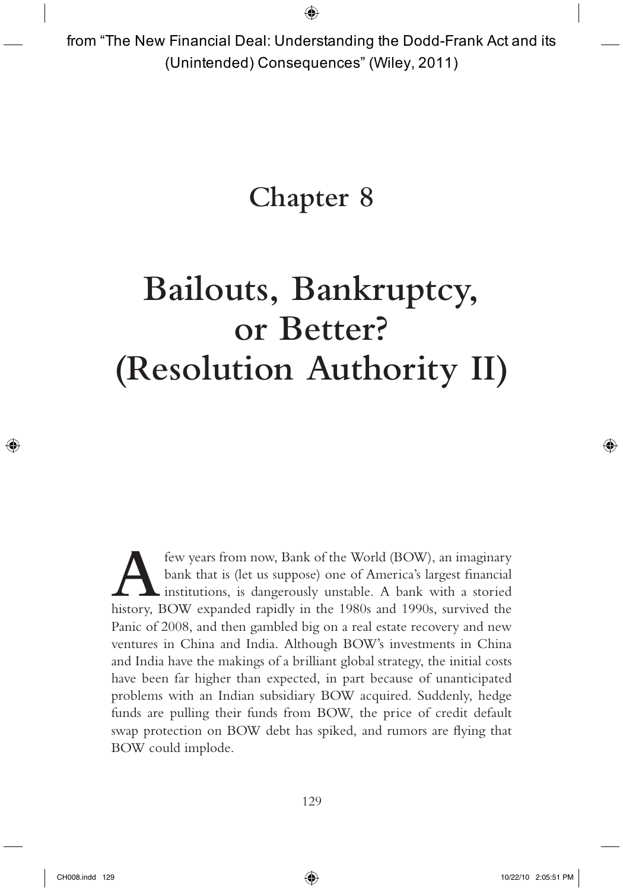from "The New Financial Deal: Understanding the Dodd-Frank Act and its (Unintended) Consequences" (Wiley, 2011)

# Chapter 8

# Bailouts, Bankruptcy, or Better? (Resolution Authority II)

A few years from now, Bank of the World (BOW), an imaginary bank that is (let us suppose) one of America's largest financial institutions, is dangerously unstable. A bank with a storied history, BOW expanded rapidly in the 1980s and 1990s, survived the Panic of 2008, and then gambled big on a real estate recovery and new ventures in China and India. Although BOW's investments in China and India have the makings of a brilliant global strategy, the initial costs have been far higher than expected, in part because of unanticipated problems with an Indian subsidiary BOW acquired. Suddenly, hedge funds are pulling their funds from BOW, the price of credit default swap protection on BOW debt has spiked, and rumors are flying that BOW could implode.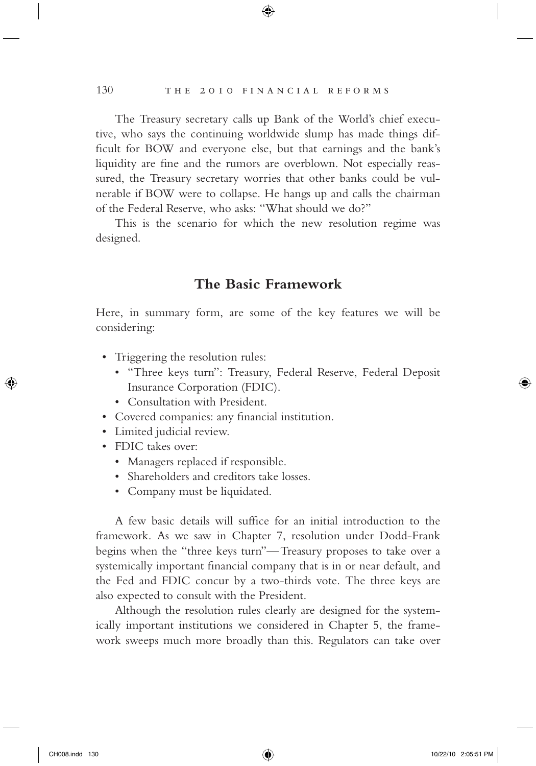The Treasury secretary calls up Bank of the World's chief executive, who says the continuing worldwide slump has made things difficult for BOW and everyone else, but that earnings and the bank's liquidity are fine and the rumors are overblown. Not especially reassured, the Treasury secretary worries that other banks could be vulnerable if BOW were to collapse. He hangs up and calls the chairman of the Federal Reserve, who asks: "What should we do?"

This is the scenario for which the new resolution regime was designed.

## The Basic Framework

Here, in summary form, are some of the key features we will be considering:

- Triggering the resolution rules:
  - "Three keys turn": Treasury, Federal Reserve, Federal Deposit Insurance Corporation (FDIC).
  - Consultation with President.
- Covered companies: any financial institution.
- Limited judicial review.
- FDIC takes over:
  - Managers replaced if responsible.
  - Shareholders and creditors take losses.
  - Company must be liquidated.

A few basic details will suffice for an initial introduction to the framework. As we saw in Chapter 7, resolution under Dodd-Frank begins when the "three keys turn"—Treasury proposes to take over a systemically important financial company that is in or near default, and the Fed and FDIC concur by a two-thirds vote. The three keys are also expected to consult with the President.

Although the resolution rules clearly are designed for the systemically important institutions we considered in Chapter 5, the framework sweeps much more broadly than this. Regulators can take over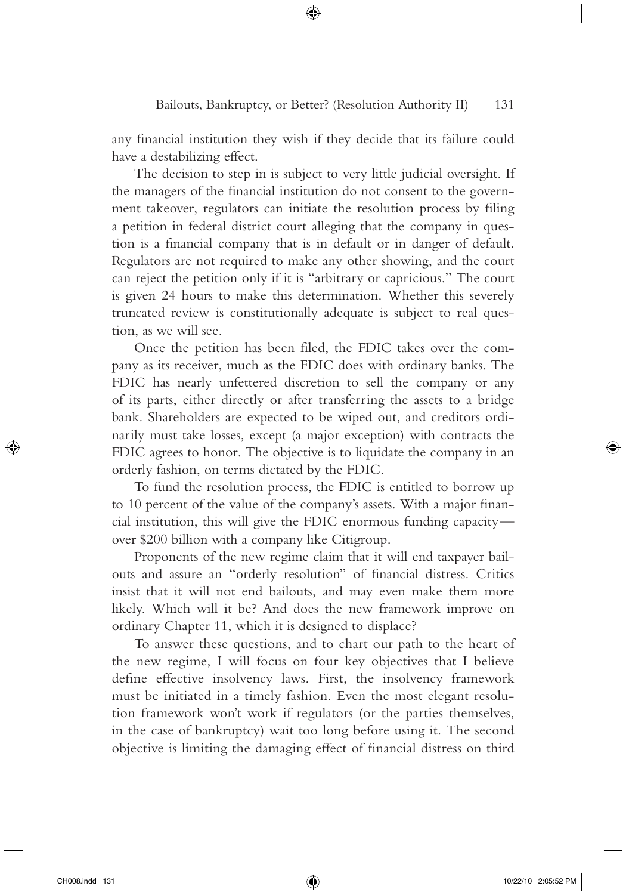any financial institution they wish if they decide that its failure could have a destabilizing effect.

The decision to step in is subject to very little judicial oversight. If the managers of the financial institution do not consent to the government takeover, regulators can initiate the resolution process by filing a petition in federal district court alleging that the company in question is a financial company that is in default or in danger of default. Regulators are not required to make any other showing, and the court can reject the petition only if it is "arbitrary or capricious." The court is given 24 hours to make this determination. Whether this severely truncated review is constitutionally adequate is subject to real question, as we will see.

Once the petition has been filed, the FDIC takes over the company as its receiver, much as the FDIC does with ordinary banks. The FDIC has nearly unfettered discretion to sell the company or any of its parts, either directly or after transferring the assets to a bridge bank. Shareholders are expected to be wiped out, and creditors ordinarily must take losses, except (a major exception) with contracts the FDIC agrees to honor. The objective is to liquidate the company in an orderly fashion, on terms dictated by the FDIC.

To fund the resolution process, the FDIC is entitled to borrow up to 10 percent of the value of the company's assets. With a major financial institution, this will give the FDIC enormous funding capacity—over $200 billion with a company like Citigroup.

Proponents of the new regime claim that it will end taxpayer bailouts and assure an "orderly resolution" of financial distress. Critics insist that it will not end bailouts, and may even make them more likely. Which will it be? And does the new framework improve on ordinary Chapter 11, which it is designed to displace?

To answer these questions, and to chart our path to the heart of the new regime, I will focus on four key objectives that I believe define effective insolvency laws. First, the insolvency framework must be initiated in a timely fashion. Even the most elegant resolution framework won't work if regulators (or the parties themselves, in the case of bankruptcy) wait too long before using it. The second objective is limiting the damaging effect of financial distress on third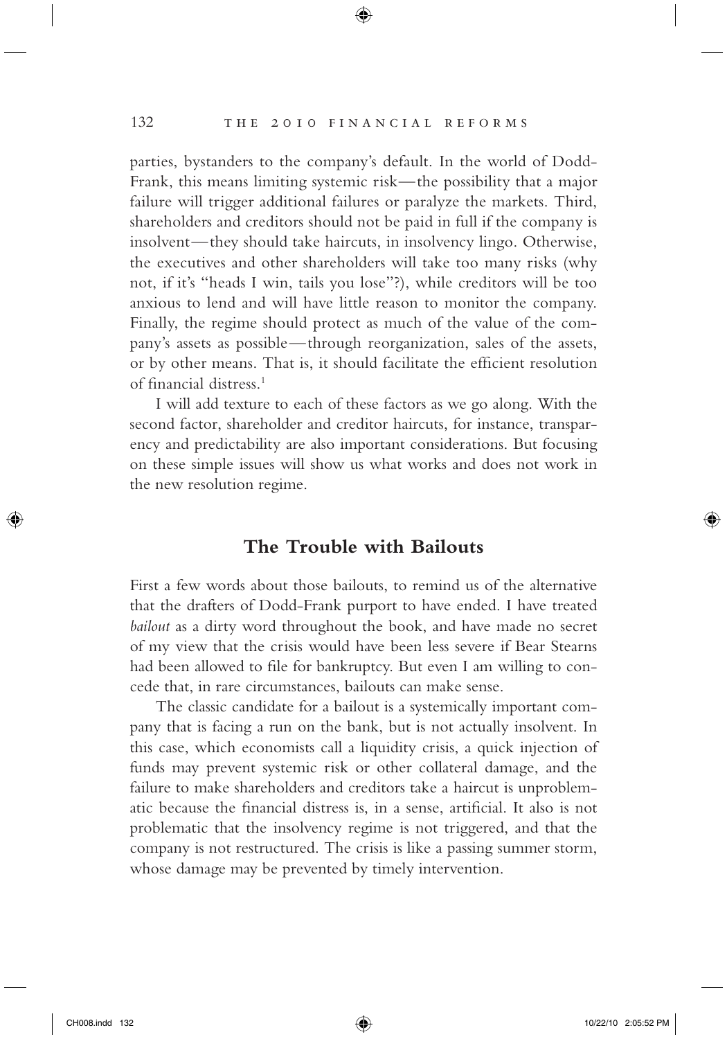parties, bystanders to the company's default. In the world of Dodd-Frank, this means limiting systemic risk—the possibility that a major failure will trigger additional failures or paralyze the markets. Third, shareholders and creditors should not be paid in full if the company is insolvent—they should take haircuts, in insolvency lingo. Otherwise, the executives and other shareholders will take too many risks (why not, if it's "heads I win, tails you lose"?), while creditors will be too anxious to lend and will have little reason to monitor the company. Finally, the regime should protect as much of the value of the company's assets as possible—through reorganization, sales of the assets, or by other means. That is, it should facilitate the efficient resolution of financial distress.[1]

I will add texture to each of these factors as we go along. With the second factor, shareholder and creditor haircuts, for instance, transparency and predictability are also important considerations. But focusing on these simple issues will show us what works and does not work in the new resolution regime.

## The Trouble with Bailouts

First a few words about those bailouts, to remind us of the alternative that the drafters of Dodd-Frank purport to have ended. I have treated *bailout* as a dirty word throughout the book, and have made no secret of my view that the crisis would have been less severe if Bear Stearns had been allowed to file for bankruptcy. But even I am willing to concede that, in rare circumstances, bailouts can make sense.

The classic candidate for a bailout is a systemically important company that is facing a run on the bank, but is not actually insolvent. In this case, which economists call a liquidity crisis, a quick injection of funds may prevent systemic risk or other collateral damage, and the failure to make shareholders and creditors take a haircut is unproblematic because the financial distress is, in a sense, artificial. It also is not problematic that the insolvency regime is not triggered, and that the company is not restructured. The crisis is like a passing summer storm, whose damage may be prevented by timely intervention.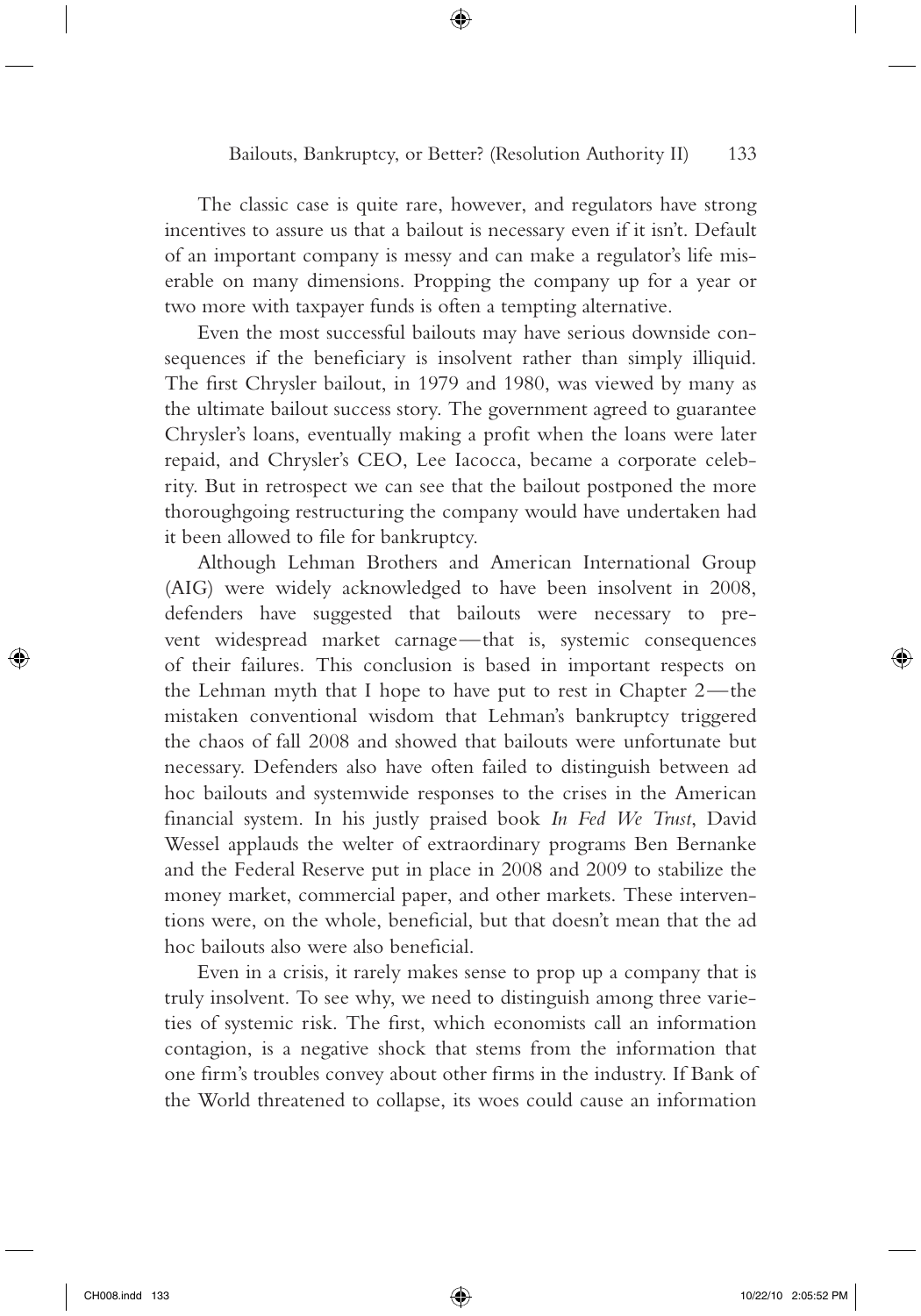The classic case is quite rare, however, and regulators have strong incentives to assure us that a bailout is necessary even if it isn't. Default of an important company is messy and can make a regulator's life miserable on many dimensions. Propping the company up for a year or two more with taxpayer funds is often a tempting alternative.

Even the most successful bailouts may have serious downside consequences if the beneficiary is insolvent rather than simply illiquid. The first Chrysler bailout, in 1979 and 1980, was viewed by many as the ultimate bailout success story. The government agreed to guarantee Chrysler's loans, eventually making a profit when the loans were later repaid, and Chrysler's CEO, Lee Iacocca, became a corporate celebrity. But in retrospect we can see that the bailout postponed the more thoroughgoing restructuring the company would have undertaken had it been allowed to file for bankruptcy.

Although Lehman Brothers and American International Group (AIG) were widely acknowledged to have been insolvent in 2008, defenders have suggested that bailouts were necessary to prevent widespread market carnage—that is, systemic consequences of their failures. This conclusion is based in important respects on the Lehman myth that I hope to have put to rest in Chapter 2—the mistaken conventional wisdom that Lehman's bankruptcy triggered the chaos of fall 2008 and showed that bailouts were unfortunate but necessary. Defenders also have often failed to distinguish between ad hoc bailouts and systemwide responses to the crises in the American financial system. In his justly praised book *In Fed We Trust*, David Wessel applauds the welter of extraordinary programs Ben Bernanke and the Federal Reserve put in place in 2008 and 2009 to stabilize the money market, commercial paper, and other markets. These interventions were, on the whole, beneficial, but that doesn't mean that the ad hoc bailouts also were also beneficial.

Even in a crisis, it rarely makes sense to prop up a company that is truly insolvent. To see why, we need to distinguish among three varieties of systemic risk. The first, which economists call an information contagion, is a negative shock that stems from the information that one firm's troubles convey about other firms in the industry. If Bank of the World threatened to collapse, its woes could cause an information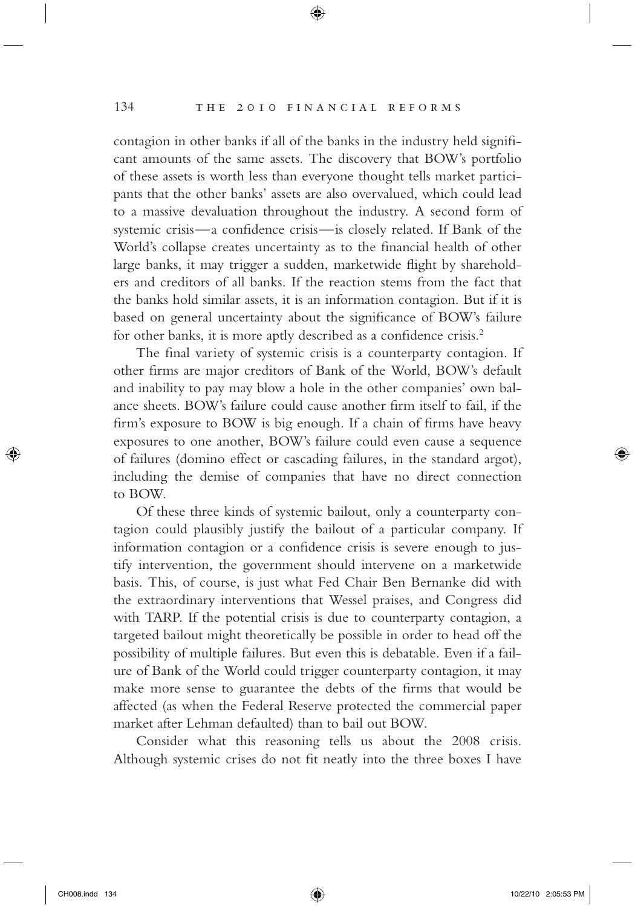contagion in other banks if all of the banks in the industry held significant amounts of the same assets. The discovery that BOW's portfolio of these assets is worth less than everyone thought tells market participants that the other banks' assets are also overvalued, which could lead to a massive devaluation throughout the industry. A second form of systemic crisis—a confidence crisis—is closely related. If Bank of the World's collapse creates uncertainty as to the financial health of other large banks, it may trigger a sudden, marketwide flight by shareholders and creditors of all banks. If the reaction stems from the fact that the banks hold similar assets, it is an information contagion. But if it is based on general uncertainty about the significance of BOW's failure for other banks, it is more aptly described as a confidence crisis.[2]

The final variety of systemic crisis is a counterparty contagion. If other firms are major creditors of Bank of the World, BOW's default and inability to pay may blow a hole in the other companies' own balance sheets. BOW's failure could cause another firm itself to fail, if the firm's exposure to BOW is big enough. If a chain of firms have heavy exposures to one another, BOW's failure could even cause a sequence of failures (domino effect or cascading failures, in the standard argot), including the demise of companies that have no direct connection to BOW.

Of these three kinds of systemic bailout, only a counterparty contagion could plausibly justify the bailout of a particular company. If information contagion or a confidence crisis is severe enough to justify intervention, the government should intervene on a marketwide basis. This, of course, is just what Fed Chair Ben Bernanke did with the extraordinary interventions that Wessel praises, and Congress did with TARP. If the potential crisis is due to counterparty contagion, a targeted bailout might theoretically be possible in order to head off the possibility of multiple failures. But even this is debatable. Even if a failure of Bank of the World could trigger counterparty contagion, it may make more sense to guarantee the debts of the firms that would be affected (as when the Federal Reserve protected the commercial paper market after Lehman defaulted) than to bail out BOW.

Consider what this reasoning tells us about the 2008 crisis. Although systemic crises do not fit neatly into the three boxes I have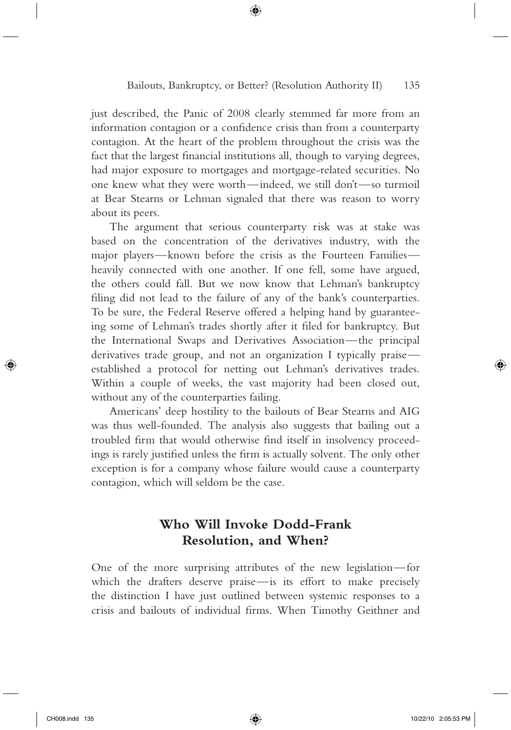just described, the Panic of 2008 clearly stemmed far more from an information contagion or a confidence crisis than from a counterparty contagion. At the heart of the problem throughout the crisis was the fact that the largest financial institutions all, though to varying degrees, had major exposure to mortgages and mortgage-related securities. No one knew what they were worth—indeed, we still don't—so turmoil at Bear Stearns or Lehman signaled that there was reason to worry about its peers.

The argument that serious counterparty risk was at stake was based on the concentration of the derivatives industry, with the major players—known before the crisis as the Fourteen Families—heavily connected with one another. If one fell, some have argued, the others could fall. But we now know that Lehman's bankruptcy filing did not lead to the failure of any of the bank's counterparties. To be sure, the Federal Reserve offered a helping hand by guaranteeing some of Lehman's trades shortly after it filed for bankruptcy. But the International Swaps and Derivatives Association—the principal derivatives trade group, and not an organization I typically praise—established a protocol for netting out Lehman's derivatives trades. Within a couple of weeks, the vast majority had been closed out, without any of the counterparties failing.

Americans' deep hostility to the bailouts of Bear Stearns and AIG was thus well-founded. The analysis also suggests that bailing out a troubled firm that would otherwise find itself in insolvency proceedings is rarely justified unless the firm is actually solvent. The only other exception is for a company whose failure would cause a counterparty contagion, which will seldom be the case.

## Who Will Invoke Dodd-Frank Resolution, and When?

One of the more surprising attributes of the new legislation—for which the drafters deserve praise—is its effort to make precisely the distinction I have just outlined between systemic responses to a crisis and bailouts of individual firms. When Timothy Geithner and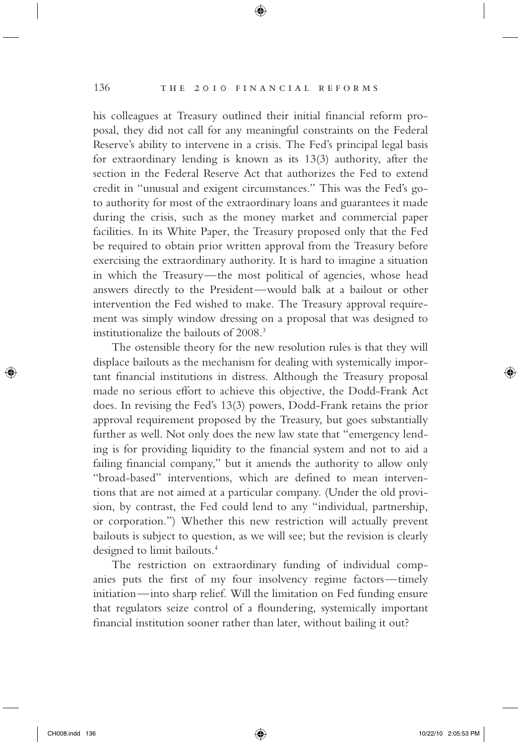his colleagues at Treasury outlined their initial financial reform proposal, they did not call for any meaningful constraints on the Federal Reserve's ability to intervene in a crisis. The Fed's principal legal basis for extraordinary lending is known as its 13(3) authority, after the section in the Federal Reserve Act that authorizes the Fed to extend credit in "unusual and exigent circumstances." This was the Fed's go-to authority for most of the extraordinary loans and guarantees it made during the crisis, such as the money market and commercial paper facilities. In its White Paper, the Treasury proposed only that the Fed be required to obtain prior written approval from the Treasury before exercising the extraordinary authority. It is hard to imagine a situation in which the Treasury—the most political of agencies, whose head answers directly to the President—would balk at a bailout or other intervention the Fed wished to make. The Treasury approval requirement was simply window dressing on a proposal that was designed to institutionalize the bailouts of 2008.[3]

The ostensible theory for the new resolution rules is that they will displace bailouts as the mechanism for dealing with systemically important financial institutions in distress. Although the Treasury proposal made no serious effort to achieve this objective, the Dodd-Frank Act does. In revising the Fed's 13(3) powers, Dodd-Frank retains the prior approval requirement proposed by the Treasury, but goes substantially further as well. Not only does the new law state that "emergency lending is for providing liquidity to the financial system and not to aid a failing financial company," but it amends the authority to allow only "broad-based" interventions, which are defined to mean interventions that are not aimed at a particular company. (Under the old provision, by contrast, the Fed could lend to any "individual, partnership, or corporation.") Whether this new restriction will actually prevent bailouts is subject to question, as we will see; but the revision is clearly designed to limit bailouts.[4]

The restriction on extraordinary funding of individual companies puts the first of my four insolvency regime factors—timely initiation—into sharp relief. Will the limitation on Fed funding ensure that regulators seize control of a floundering, systemically important financial institution sooner rather than later, without bailing it out?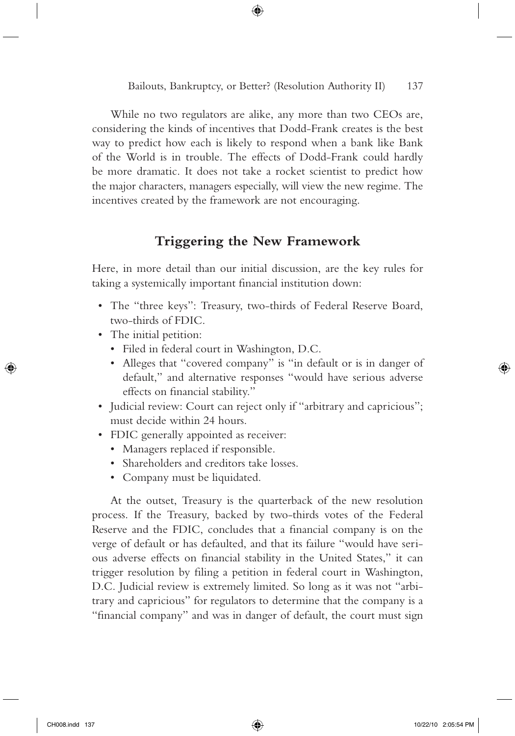While no two regulators are alike, any more than two CEOs are, considering the kinds of incentives that Dodd-Frank creates is the best way to predict how each is likely to respond when a bank like Bank of the World is in trouble. The effects of Dodd-Frank could hardly be more dramatic. It does not take a rocket scientist to predict how the major characters, managers especially, will view the new regime. The incentives created by the framework are not encouraging.

## Triggering the New Framework

Here, in more detail than our initial discussion, are the key rules for taking a systemically important financial institution down:

- The "three keys": Treasury, two-thirds of Federal Reserve Board, two-thirds of FDIC.
- The initial petition:
  - Filed in federal court in Washington, D.C.
  - Alleges that "covered company" is "in default or is in danger of default," and alternative responses "would have serious adverse effects on financial stability."
- Judicial review: Court can reject only if "arbitrary and capricious"; must decide within 24 hours.
- FDIC generally appointed as receiver:
  - Managers replaced if responsible.
  - Shareholders and creditors take losses.
  - Company must be liquidated.

At the outset, Treasury is the quarterback of the new resolution process. If the Treasury, backed by two-thirds votes of the Federal Reserve and the FDIC, concludes that a financial company is on the verge of default or has defaulted, and that its failure "would have serious adverse effects on financial stability in the United States," it can trigger resolution by filing a petition in federal court in Washington, D.C. Judicial review is extremely limited. So long as it was not "arbitrary and capricious" for regulators to determine that the company is a "financial company" and was in danger of default, the court must sign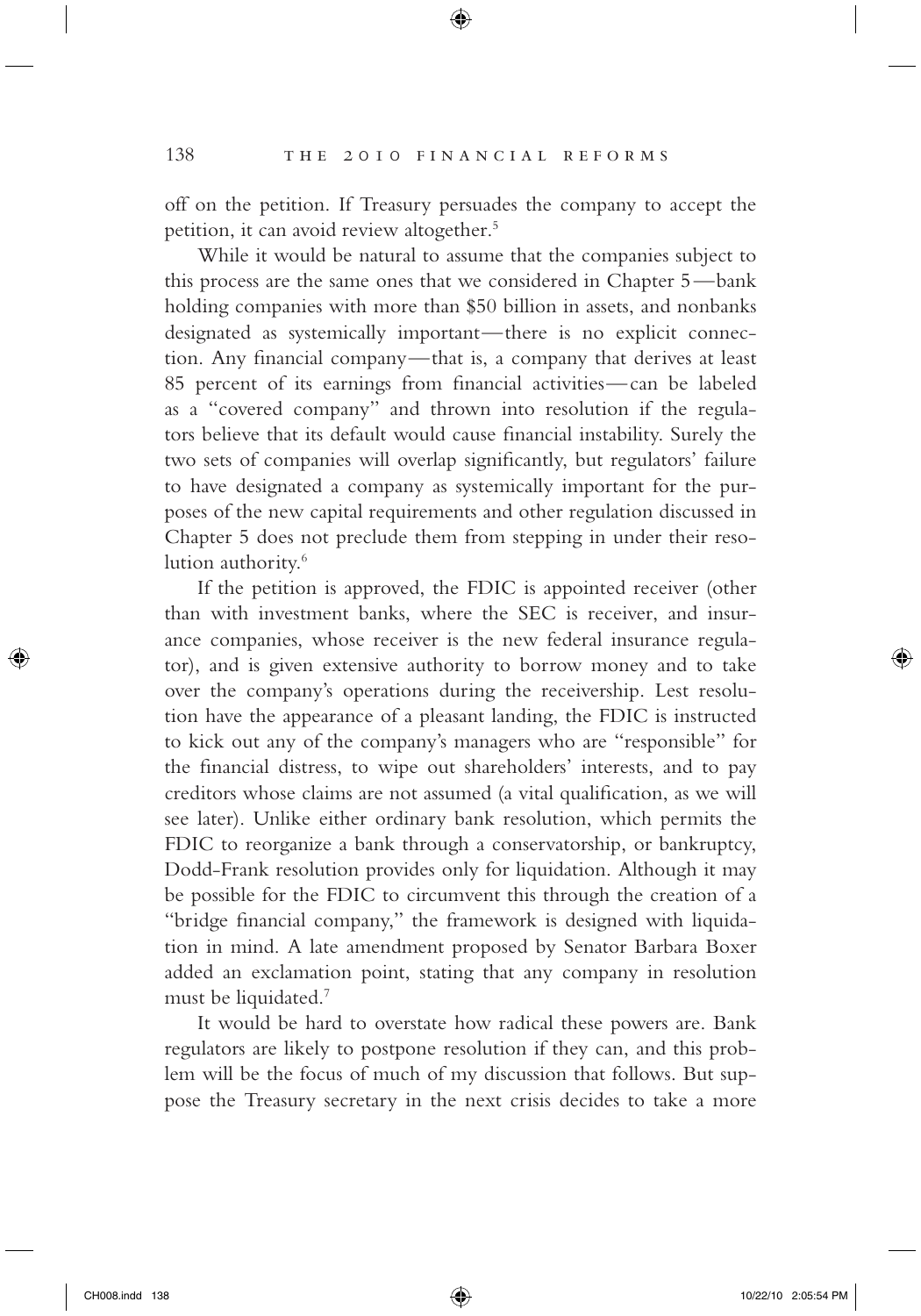off on the petition. If Treasury persuades the company to accept the petition, it can avoid review altogether.[5]

While it would be natural to assume that the companies subject to this process are the same ones that we considered in Chapter 5—bank holding companies with more than $50 billion in assets, and nonbanks designated as systemically important—there is no explicit connection. Any financial company—that is, a company that derives at least 85 percent of its earnings from financial activities—can be labeled as a "covered company" and thrown into resolution if the regulators believe that its default would cause financial instability. Surely the two sets of companies will overlap significantly, but regulators' failure to have designated a company as systemically important for the purposes of the new capital requirements and other regulation discussed in Chapter 5 does not preclude them from stepping in under their resolution authority.[6]

If the petition is approved, the FDIC is appointed receiver (other than with investment banks, where the SEC is receiver, and insurance companies, whose receiver is the new federal insurance regulator), and is given extensive authority to borrow money and to take over the company's operations during the receivership. Lest resolution have the appearance of a pleasant landing, the FDIC is instructed to kick out any of the company's managers who are "responsible" for the financial distress, to wipe out shareholders' interests, and to pay creditors whose claims are not assumed (a vital qualification, as we will see later). Unlike either ordinary bank resolution, which permits the FDIC to reorganize a bank through a conservatorship, or bankruptcy, Dodd-Frank resolution provides only for liquidation. Although it may be possible for the FDIC to circumvent this through the creation of a "bridge financial company," the framework is designed with liquidation in mind. A late amendment proposed by Senator Barbara Boxer added an exclamation point, stating that any company in resolution must be liquidated.[7]

It would be hard to overstate how radical these powers are. Bank regulators are likely to postpone resolution if they can, and this problem will be the focus of much of my discussion that follows. But suppose the Treasury secretary in the next crisis decides to take a more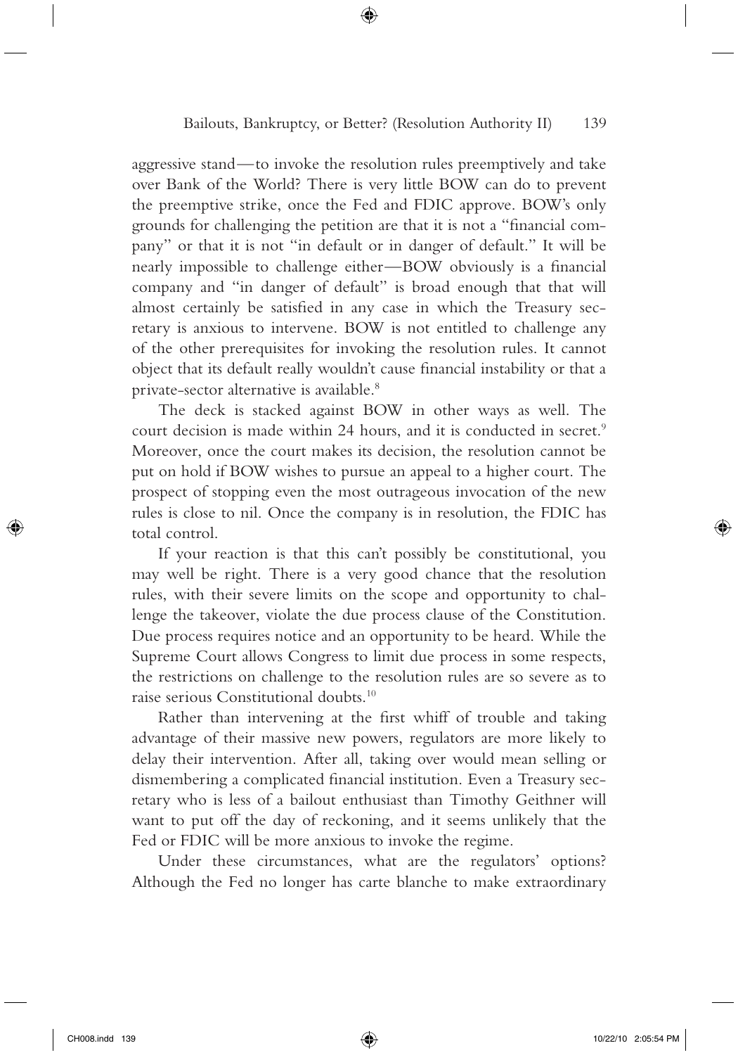aggressive stand—to invoke the resolution rules preemptively and take over Bank of the World? There is very little BOW can do to prevent the preemptive strike, once the Fed and FDIC approve. BOW's only grounds for challenging the petition are that it is not a "financial company" or that it is not "in default or in danger of default." It will be nearly impossible to challenge either—BOW obviously is a financial company and "in danger of default" is broad enough that that will almost certainly be satisfied in any case in which the Treasury secretary is anxious to intervene. BOW is not entitled to challenge any of the other prerequisites for invoking the resolution rules. It cannot object that its default really wouldn't cause financial instability or that a private-sector alternative is available.[8]

The deck is stacked against BOW in other ways as well. The court decision is made within 24 hours, and it is conducted in secret.[9] Moreover, once the court makes its decision, the resolution cannot be put on hold if BOW wishes to pursue an appeal to a higher court. The prospect of stopping even the most outrageous invocation of the new rules is close to nil. Once the company is in resolution, the FDIC has total control.

If your reaction is that this can't possibly be constitutional, you may well be right. There is a very good chance that the resolution rules, with their severe limits on the scope and opportunity to challenge the takeover, violate the due process clause of the Constitution. Due process requires notice and an opportunity to be heard. While the Supreme Court allows Congress to limit due process in some respects, the restrictions on challenge to the resolution rules are so severe as to raise serious Constitutional doubts.[10]

Rather than intervening at the first whiff of trouble and taking advantage of their massive new powers, regulators are more likely to delay their intervention. After all, taking over would mean selling or dismembering a complicated financial institution. Even a Treasury secretary who is less of a bailout enthusiast than Timothy Geithner will want to put off the day of reckoning, and it seems unlikely that the Fed or FDIC will be more anxious to invoke the regime.

Under these circumstances, what are the regulators' options? Although the Fed no longer has carte blanche to make extraordinary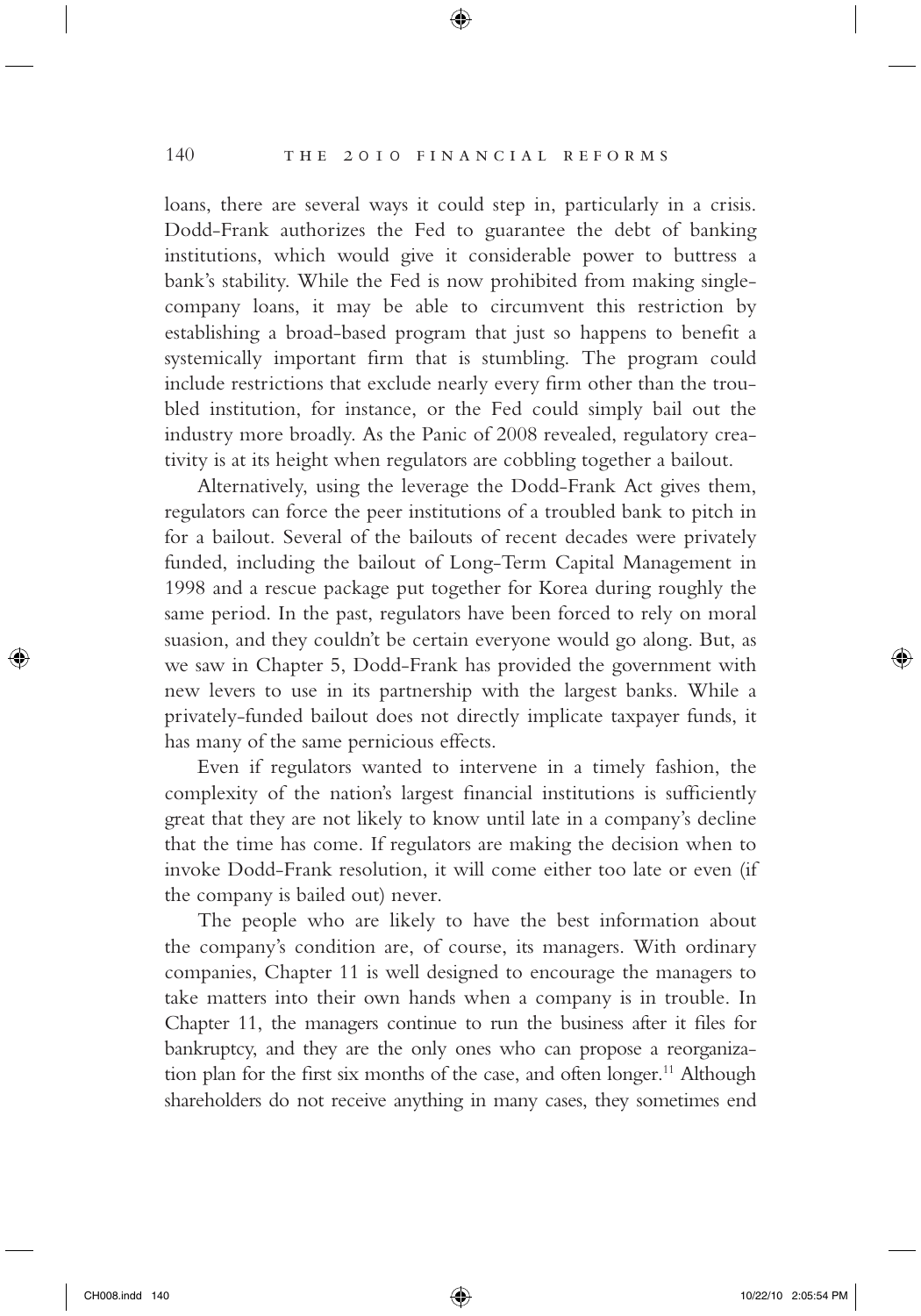loans, there are several ways it could step in, particularly in a crisis. Dodd-Frank authorizes the Fed to guarantee the debt of banking institutions, which would give it considerable power to buttress a bank's stability. While the Fed is now prohibited from making single-company loans, it may be able to circumvent this restriction by establishing a broad-based program that just so happens to benefit a systemically important firm that is stumbling. The program could include restrictions that exclude nearly every firm other than the troubled institution, for instance, or the Fed could simply bail out the industry more broadly. As the Panic of 2008 revealed, regulatory creativity is at its height when regulators are cobbling together a bailout.

Alternatively, using the leverage the Dodd-Frank Act gives them, regulators can force the peer institutions of a troubled bank to pitch in for a bailout. Several of the bailouts of recent decades were privately funded, including the bailout of Long-Term Capital Management in 1998 and a rescue package put together for Korea during roughly the same period. In the past, regulators have been forced to rely on moral suasion, and they couldn't be certain everyone would go along. But, as we saw in Chapter 5, Dodd-Frank has provided the government with new levers to use in its partnership with the largest banks. While a privately-funded bailout does not directly implicate taxpayer funds, it has many of the same pernicious effects.

Even if regulators wanted to intervene in a timely fashion, the complexity of the nation's largest financial institutions is sufficiently great that they are not likely to know until late in a company's decline that the time has come. If regulators are making the decision when to invoke Dodd-Frank resolution, it will come either too late or even (if the company is bailed out) never.

The people who are likely to have the best information about the company's condition are, of course, its managers. With ordinary companies, Chapter 11 is well designed to encourage the managers to take matters into their own hands when a company is in trouble. In Chapter 11, the managers continue to run the business after it files for bankruptcy, and they are the only ones who can propose a reorganization plan for the first six months of the case, and often longer.[11] Although shareholders do not receive anything in many cases, they sometimes end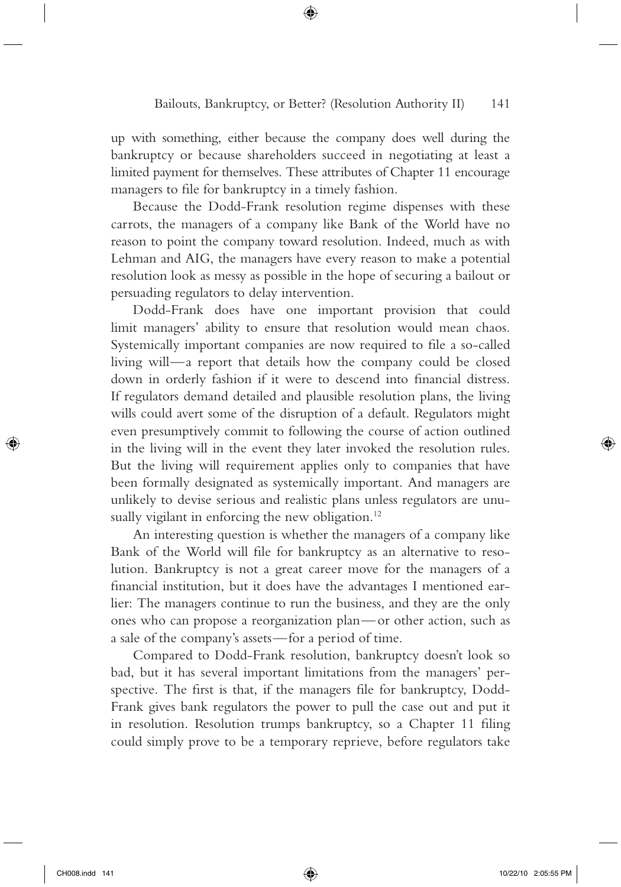up with something, either because the company does well during the bankruptcy or because shareholders succeed in negotiating at least a limited payment for themselves. These attributes of Chapter 11 encourage managers to file for bankruptcy in a timely fashion.

Because the Dodd-Frank resolution regime dispenses with these carrots, the managers of a company like Bank of the World have no reason to point the company toward resolution. Indeed, much as with Lehman and AIG, the managers have every reason to make a potential resolution look as messy as possible in the hope of securing a bailout or persuading regulators to delay intervention.

Dodd-Frank does have one important provision that could limit managers' ability to ensure that resolution would mean chaos. Systemically important companies are now required to file a so-called living will—a report that details how the company could be closed down in orderly fashion if it were to descend into financial distress. If regulators demand detailed and plausible resolution plans, the living wills could avert some of the disruption of a default. Regulators might even presumptively commit to following the course of action outlined in the living will in the event they later invoked the resolution rules. But the living will requirement applies only to companies that have been formally designated as systemically important. And managers are unlikely to devise serious and realistic plans unless regulators are unusually vigilant in enforcing the new obligation.[12]

An interesting question is whether the managers of a company like Bank of the World will file for bankruptcy as an alternative to resolution. Bankruptcy is not a great career move for the managers of a financial institution, but it does have the advantages I mentioned earlier: The managers continue to run the business, and they are the only ones who can propose a reorganization plan—or other action, such as a sale of the company's assets—for a period of time.

Compared to Dodd-Frank resolution, bankruptcy doesn't look so bad, but it has several important limitations from the managers' perspective. The first is that, if the managers file for bankruptcy, Dodd-Frank gives bank regulators the power to pull the case out and put it in resolution. Resolution trumps bankruptcy, so a Chapter 11 filing could simply prove to be a temporary reprieve, before regulators take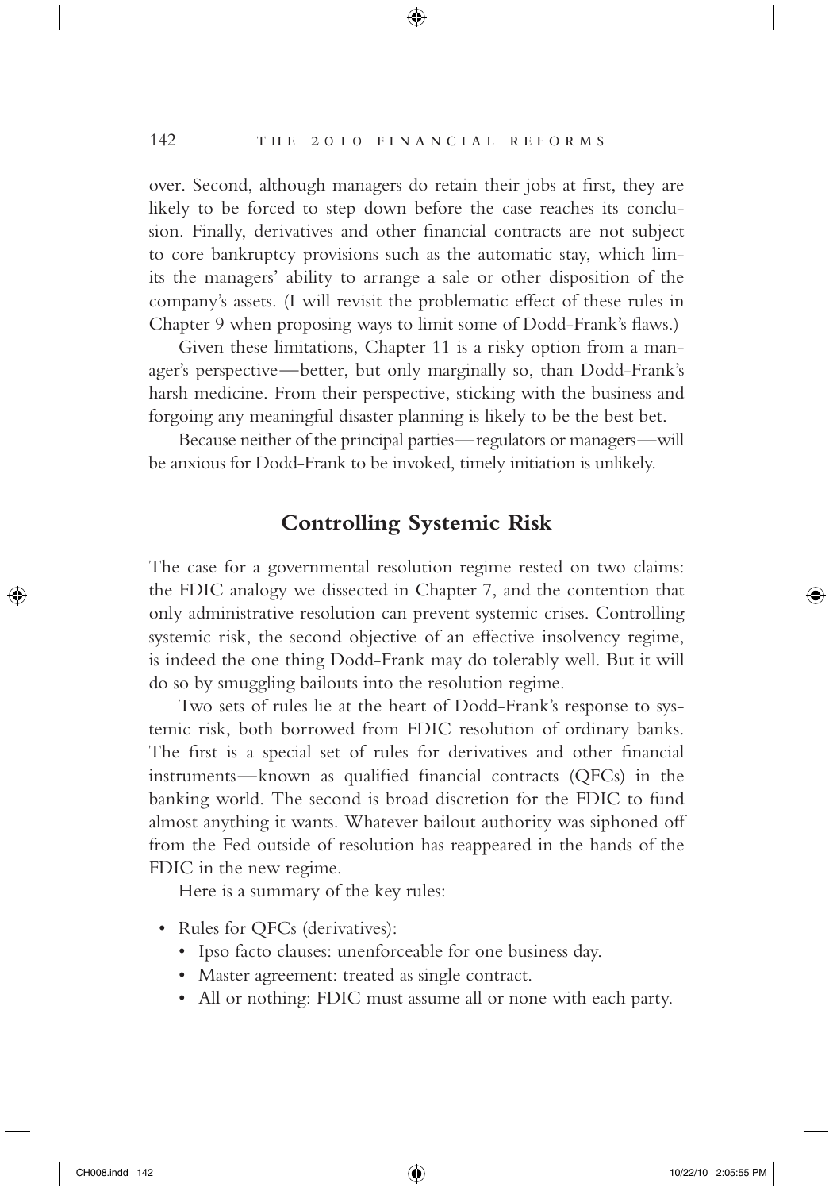over. Second, although managers do retain their jobs at first, they are likely to be forced to step down before the case reaches its conclusion. Finally, derivatives and other financial contracts are not subject to core bankruptcy provisions such as the automatic stay, which limits the managers' ability to arrange a sale or other disposition of the company's assets. (I will revisit the problematic effect of these rules in Chapter 9 when proposing ways to limit some of Dodd-Frank's flaws.)

Given these limitations, Chapter 11 is a risky option from a manager's perspective—better, but only marginally so, than Dodd-Frank's harsh medicine. From their perspective, sticking with the business and forgoing any meaningful disaster planning is likely to be the best bet.

Because neither of the principal parties—regulators or managers—will be anxious for Dodd-Frank to be invoked, timely initiation is unlikely.

## Controlling Systemic Risk

The case for a governmental resolution regime rested on two claims: the FDIC analogy we dissected in Chapter 7, and the contention that only administrative resolution can prevent systemic crises. Controlling systemic risk, the second objective of an effective insolvency regime, is indeed the one thing Dodd-Frank may do tolerably well. But it will do so by smuggling bailouts into the resolution regime.

Two sets of rules lie at the heart of Dodd-Frank's response to systemic risk, both borrowed from FDIC resolution of ordinary banks. The first is a special set of rules for derivatives and other financial instruments—known as qualified financial contracts (QFCs) in the banking world. The second is broad discretion for the FDIC to fund almost anything it wants. Whatever bailout authority was siphoned off from the Fed outside of resolution has reappeared in the hands of the FDIC in the new regime.

Here is a summary of the key rules:

- Rules for QFCs (derivatives):
  - Ipso facto clauses: unenforceable for one business day.
  - Master agreement: treated as single contract.
  - All or nothing: FDIC must assume all or none with each party.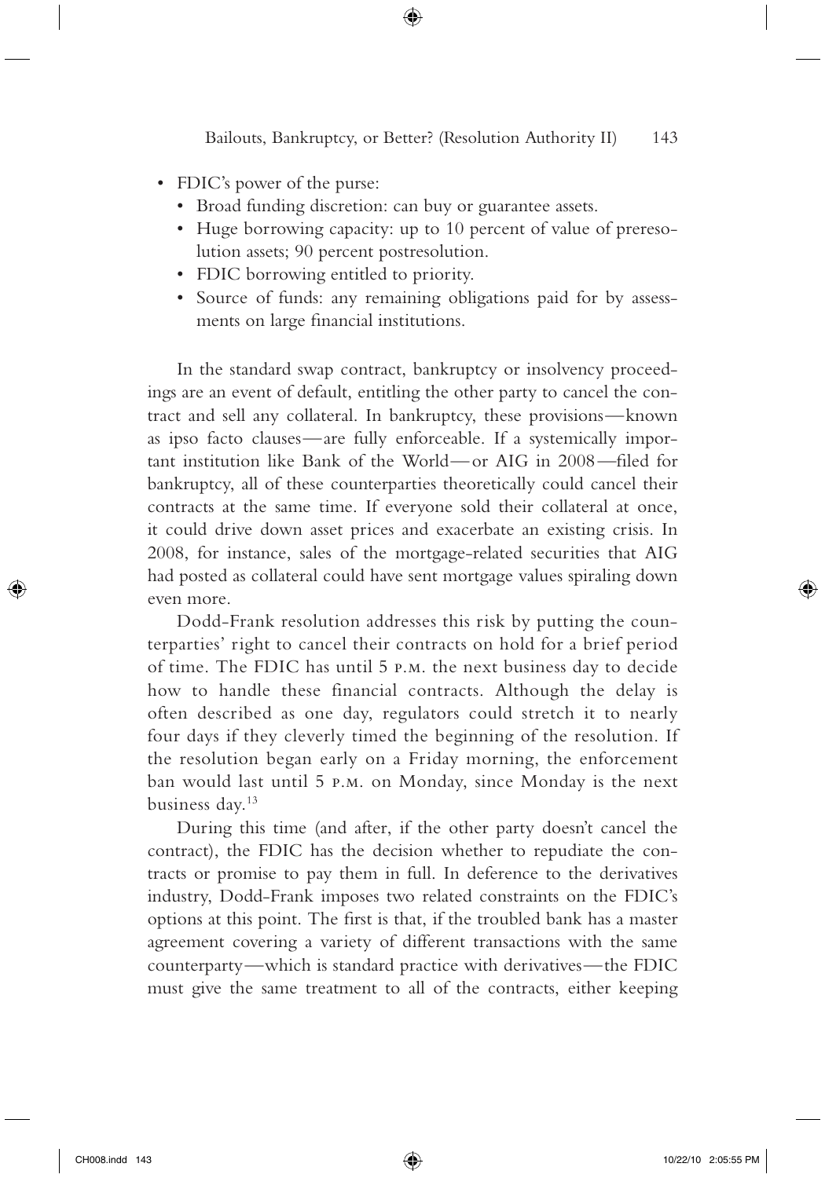- FDIC's power of the purse:
  - Broad funding discretion: can buy or guarantee assets.
  - Huge borrowing capacity: up to 10 percent of value of preresolution assets; 90 percent postresolution.
  - FDIC borrowing entitled to priority.
  - Source of funds: any remaining obligations paid for by assessments on large financial institutions.

In the standard swap contract, bankruptcy or insolvency proceedings are an event of default, entitling the other party to cancel the contract and sell any collateral. In bankruptcy, these provisions—known as ipso facto clauses—are fully enforceable. If a systemically important institution like Bank of the World—or AIG in 2008—filed for bankruptcy, all of these counterparties theoretically could cancel their contracts at the same time. If everyone sold their collateral at once, it could drive down asset prices and exacerbate an existing crisis. In 2008, for instance, sales of the mortgage-related securities that AIG had posted as collateral could have sent mortgage values spiraling down even more.

Dodd-Frank resolution addresses this risk by putting the counterparties' right to cancel their contracts on hold for a brief period of time. The FDIC has until 5 P.M. the next business day to decide how to handle these financial contracts. Although the delay is often described as one day, regulators could stretch it to nearly four days if they cleverly timed the beginning of the resolution. If the resolution began early on a Friday morning, the enforcement ban would last until 5 P.M. on Monday, since Monday is the next business day.[13]

During this time (and after, if the other party doesn't cancel the contract), the FDIC has the decision whether to repudiate the contracts or promise to pay them in full. In deference to the derivatives industry, Dodd-Frank imposes two related constraints on the FDIC's options at this point. The first is that, if the troubled bank has a master agreement covering a variety of different transactions with the same counterparty—which is standard practice with derivatives—the FDIC must give the same treatment to all of the contracts, either keeping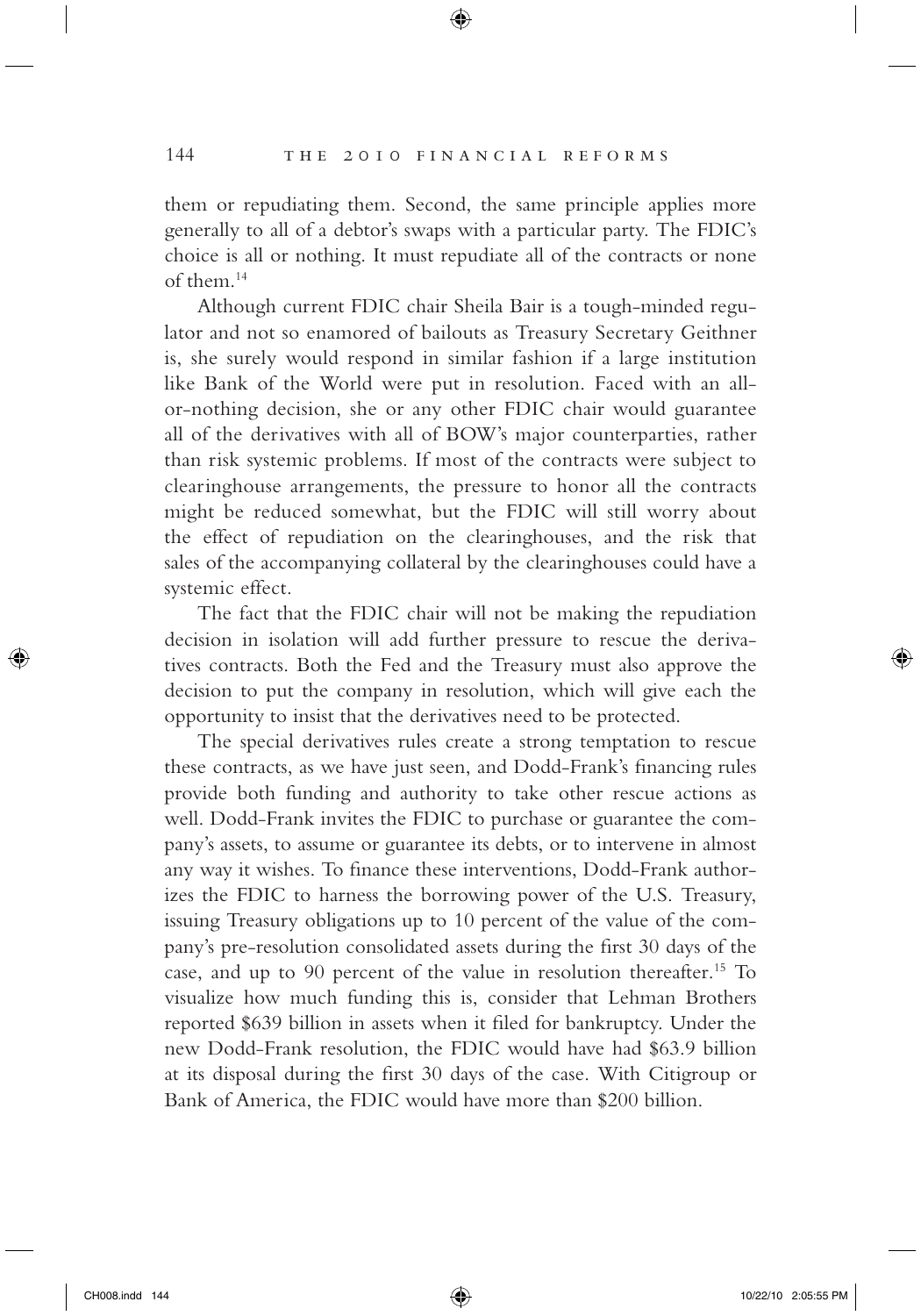them or repudiating them. Second, the same principle applies more generally to all of a debtor's swaps with a particular party. The FDIC's choice is all or nothing. It must repudiate all of the contracts or none of them.[14]

Although current FDIC chair Sheila Bair is a tough-minded regulator and not so enamored of bailouts as Treasury Secretary Geithner is, she surely would respond in similar fashion if a large institution like Bank of the World were put in resolution. Faced with an all-or-nothing decision, she or any other FDIC chair would guarantee all of the derivatives with all of BOW's major counterparties, rather than risk systemic problems. If most of the contracts were subject to clearinghouse arrangements, the pressure to honor all the contracts might be reduced somewhat, but the FDIC will still worry about the effect of repudiation on the clearinghouses, and the risk that sales of the accompanying collateral by the clearinghouses could have a systemic effect.

The fact that the FDIC chair will not be making the repudiation decision in isolation will add further pressure to rescue the derivatives contracts. Both the Fed and the Treasury must also approve the decision to put the company in resolution, which will give each the opportunity to insist that the derivatives need to be protected.

The special derivatives rules create a strong temptation to rescue these contracts, as we have just seen, and Dodd-Frank's financing rules provide both funding and authority to take other rescue actions as well. Dodd-Frank invites the FDIC to purchase or guarantee the company's assets, to assume or guarantee its debts, or to intervene in almost any way it wishes. To finance these interventions, Dodd-Frank authorizes the FDIC to harness the borrowing power of the U.S. Treasury, issuing Treasury obligations up to 10 percent of the value of the company's pre-resolution consolidated assets during the first 30 days of the case, and up to 90 percent of the value in resolution thereafter.[15] To visualize how much funding this is, consider that Lehman Brothers reported $639 billion in assets when it filed for bankruptcy. Under the new Dodd-Frank resolution, the FDIC would have had $63.9 billion at its disposal during the first 30 days of the case. With Citigroup or Bank of America, the FDIC would have more than $200 billion.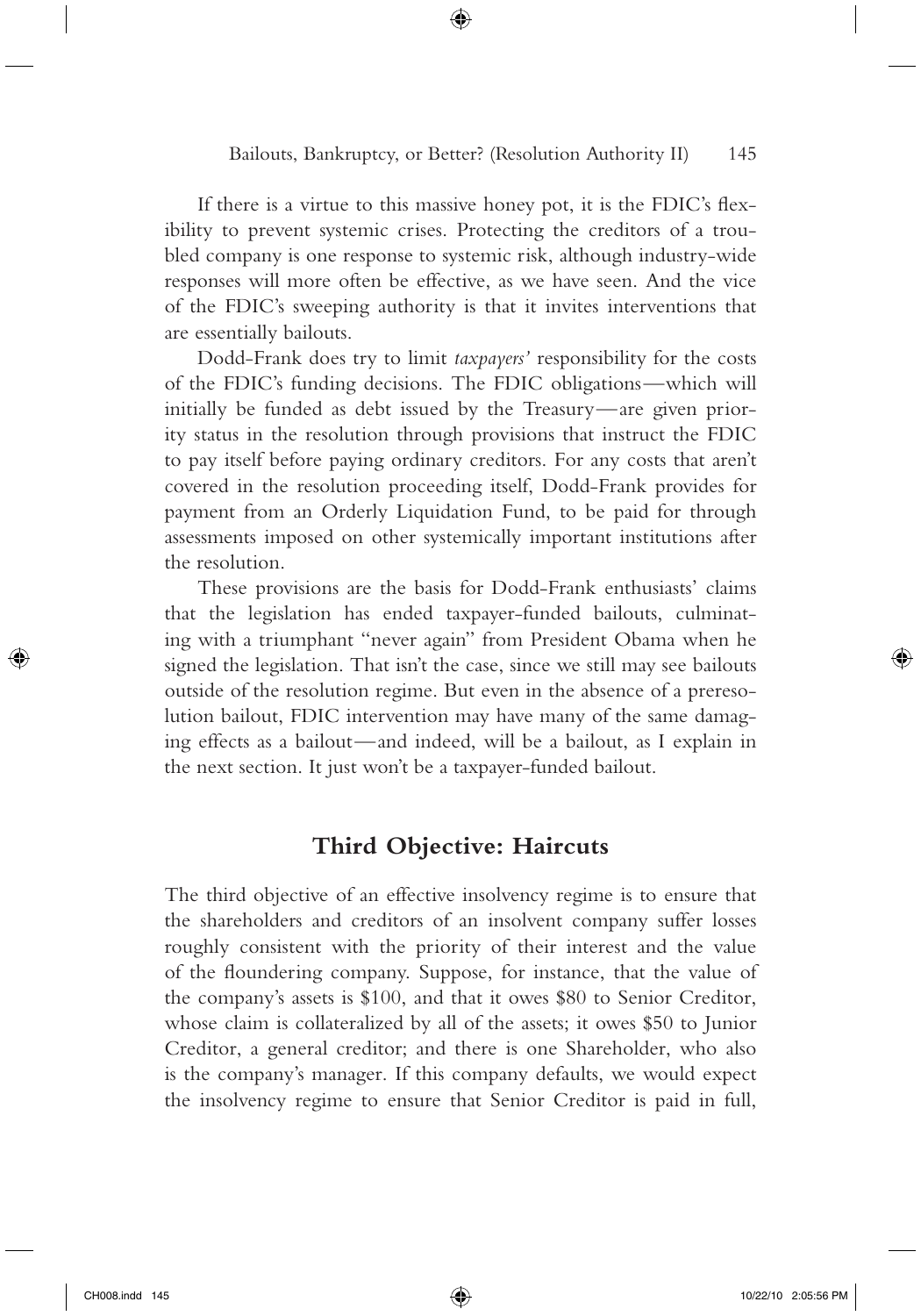If there is a virtue to this massive honey pot, it is the FDIC's flexibility to prevent systemic crises. Protecting the creditors of a troubled company is one response to systemic risk, although industry-wide responses will more often be effective, as we have seen. And the vice of the FDIC's sweeping authority is that it invites interventions that are essentially bailouts.

Dodd-Frank does try to limit *taxpayers'* responsibility for the costs of the FDIC's funding decisions. The FDIC obligations—which will initially be funded as debt issued by the Treasury—are given priority status in the resolution through provisions that instruct the FDIC to pay itself before paying ordinary creditors. For any costs that aren't covered in the resolution proceeding itself, Dodd-Frank provides for payment from an Orderly Liquidation Fund, to be paid for through assessments imposed on other systemically important institutions after the resolution.

These provisions are the basis for Dodd-Frank enthusiasts' claims that the legislation has ended taxpayer-funded bailouts, culminating with a triumphant "never again" from President Obama when he signed the legislation. That isn't the case, since we still may see bailouts outside of the resolution regime. But even in the absence of a preresolution bailout, FDIC intervention may have many of the same damaging effects as a bailout—and indeed, will be a bailout, as I explain in the next section. It just won't be a taxpayer-funded bailout.

## Third Objective: Haircuts

The third objective of an effective insolvency regime is to ensure that the shareholders and creditors of an insolvent company suffer losses roughly consistent with the priority of their interest and the value of the floundering company. Suppose, for instance, that the value of the company's assets is $100, and that it owes $80 to Senior Creditor, whose claim is collateralized by all of the assets; it owes $50 to Junior Creditor, a general creditor; and there is one Shareholder, who also is the company's manager. If this company defaults, we would expect the insolvency regime to ensure that Senior Creditor is paid in full,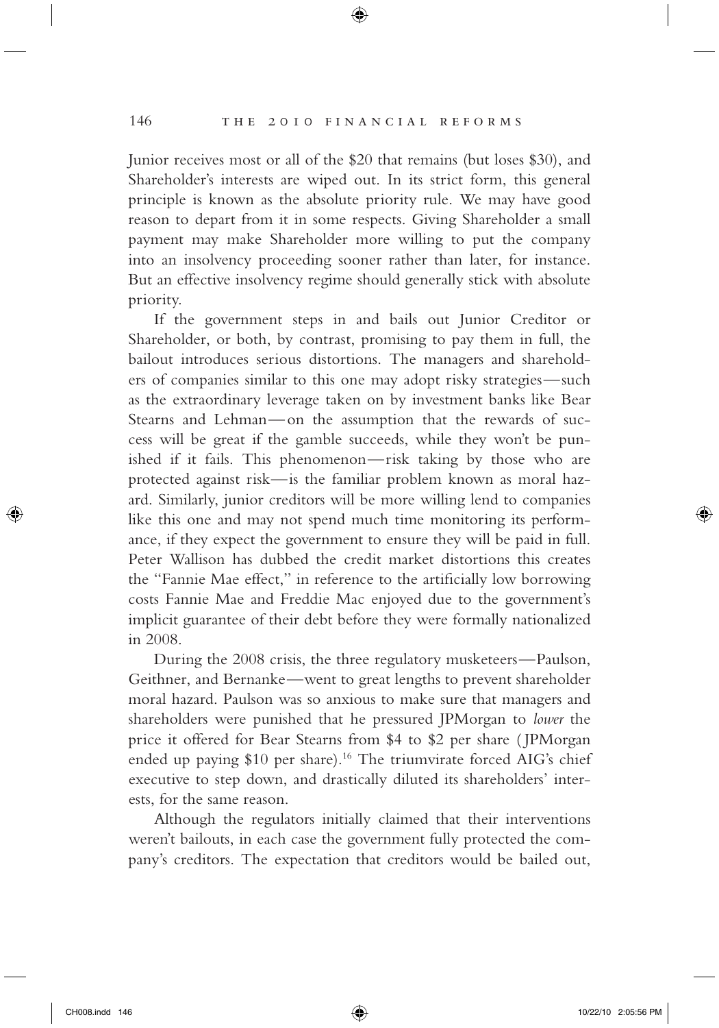Junior receives most or all of the \$20 that remains (but loses \$30), and Shareholder's interests are wiped out. In its strict form, this general principle is known as the absolute priority rule. We may have good reason to depart from it in some respects. Giving Shareholder a small payment may make Shareholder more willing to put the company into an insolvency proceeding sooner rather than later, for instance. But an effective insolvency regime should generally stick with absolute priority.

If the government steps in and bails out Junior Creditor or Shareholder, or both, by contrast, promising to pay them in full, the bailout introduces serious distortions. The managers and shareholders of companies similar to this one may adopt risky strategies—such as the extraordinary leverage taken on by investment banks like Bear Stearns and Lehman—on the assumption that the rewards of success will be great if the gamble succeeds, while they won't be punished if it fails. This phenomenon—risk taking by those who are protected against risk—is the familiar problem known as moral hazard. Similarly, junior creditors will be more willing lend to companies like this one and may not spend much time monitoring its performance, if they expect the government to ensure they will be paid in full. Peter Wallison has dubbed the credit market distortions this creates the "Fannie Mae effect," in reference to the artificially low borrowing costs Fannie Mae and Freddie Mac enjoyed due to the government's implicit guarantee of their debt before they were formally nationalized in 2008.

During the 2008 crisis, the three regulatory musketeers—Paulson, Geithner, and Bernanke—went to great lengths to prevent shareholder moral hazard. Paulson was so anxious to make sure that managers and shareholders were punished that he pressured JPMorgan to *lower* the price it offered for Bear Stearns from \$4 to \$2 per share (JPMorgan ended up paying \$10 per share).[16] The triumvirate forced AIG's chief executive to step down, and drastically diluted its shareholders' interests, for the same reason.

Although the regulators initially claimed that their interventions weren't bailouts, in each case the government fully protected the company's creditors. The expectation that creditors would be bailed out,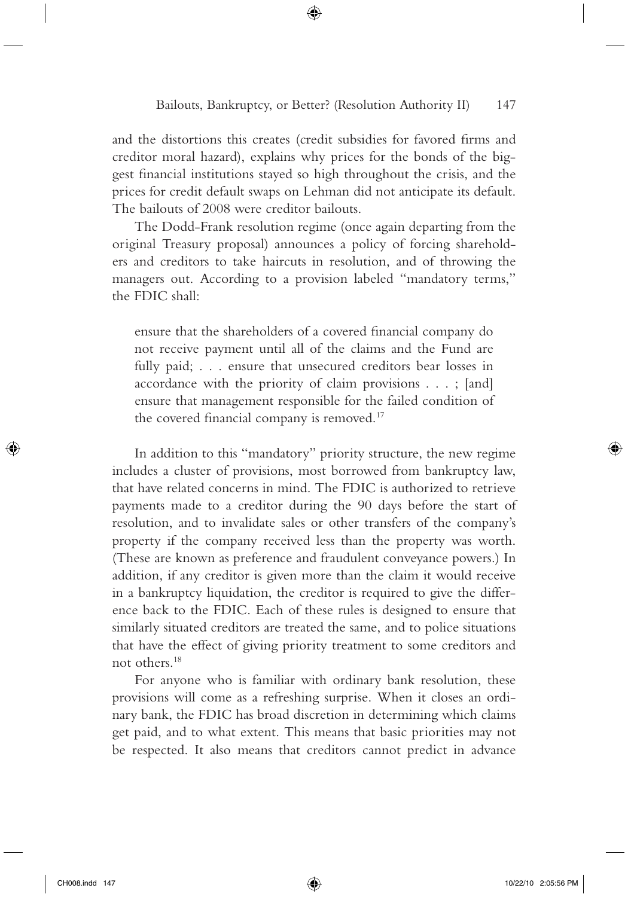and the distortions this creates (credit subsidies for favored firms and creditor moral hazard), explains why prices for the bonds of the biggest financial institutions stayed so high throughout the crisis, and the prices for credit default swaps on Lehman did not anticipate its default. The bailouts of 2008 were creditor bailouts.

The Dodd-Frank resolution regime (once again departing from the original Treasury proposal) announces a policy of forcing shareholders and creditors to take haircuts in resolution, and of throwing the managers out. According to a provision labeled "mandatory terms," the FDIC shall:

> ensure that the shareholders of a covered financial company do not receive payment until all of the claims and the Fund are fully paid; . . . ensure that unsecured creditors bear losses in accordance with the priority of claim provisions . . . ; [and] ensure that management responsible for the failed condition of the covered financial company is removed.[17]

In addition to this "mandatory" priority structure, the new regime includes a cluster of provisions, most borrowed from bankruptcy law, that have related concerns in mind. The FDIC is authorized to retrieve payments made to a creditor during the 90 days before the start of resolution, and to invalidate sales or other transfers of the company's property if the company received less than the property was worth. (These are known as preference and fraudulent conveyance powers.) In addition, if any creditor is given more than the claim it would receive in a bankruptcy liquidation, the creditor is required to give the difference back to the FDIC. Each of these rules is designed to ensure that similarly situated creditors are treated the same, and to police situations that have the effect of giving priority treatment to some creditors and not others.[18]

For anyone who is familiar with ordinary bank resolution, these provisions will come as a refreshing surprise. When it closes an ordinary bank, the FDIC has broad discretion in determining which claims get paid, and to what extent. This means that basic priorities may not be respected. It also means that creditors cannot predict in advance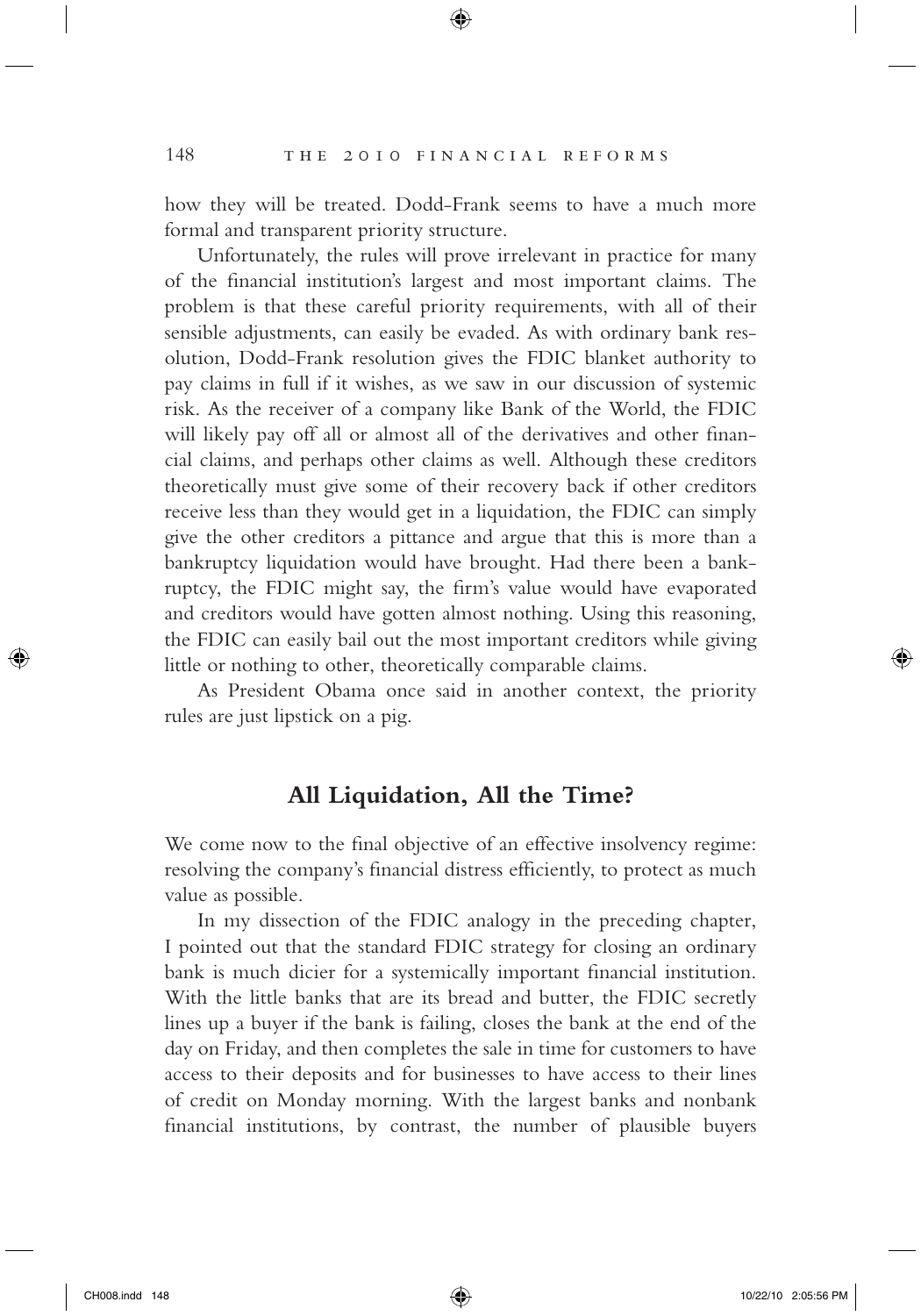how they will be treated. Dodd-Frank seems to have a much more formal and transparent priority structure.

Unfortunately, the rules will prove irrelevant in practice for many of the financial institution's largest and most important claims. The problem is that these careful priority requirements, with all of their sensible adjustments, can easily be evaded. As with ordinary bank resolution, Dodd-Frank resolution gives the FDIC blanket authority to pay claims in full if it wishes, as we saw in our discussion of systemic risk. As the receiver of a company like Bank of the World, the FDIC will likely pay off all or almost all of the derivatives and other financial claims, and perhaps other claims as well. Although these creditors theoretically must give some of their recovery back if other creditors receive less than they would get in a liquidation, the FDIC can simply give the other creditors a pittance and argue that this is more than a bankruptcy liquidation would have brought. Had there been a bankruptcy, the FDIC might say, the firm's value would have evaporated and creditors would have gotten almost nothing. Using this reasoning, the FDIC can easily bail out the most important creditors while giving little or nothing to other, theoretically comparable claims.

As President Obama once said in another context, the priority rules are just lipstick on a pig.

## All Liquidation, All the Time?

We come now to the final objective of an effective insolvency regime: resolving the company's financial distress efficiently, to protect as much value as possible.

In my dissection of the FDIC analogy in the preceding chapter, I pointed out that the standard FDIC strategy for closing an ordinary bank is much dicier for a systemically important financial institution. With the little banks that are its bread and butter, the FDIC secretly lines up a buyer if the bank is failing, closes the bank at the end of the day on Friday, and then completes the sale in time for customers to have access to their deposits and for businesses to have access to their lines of credit on Monday morning. With the largest banks and nonbank financial institutions, by contrast, the number of plausible buyers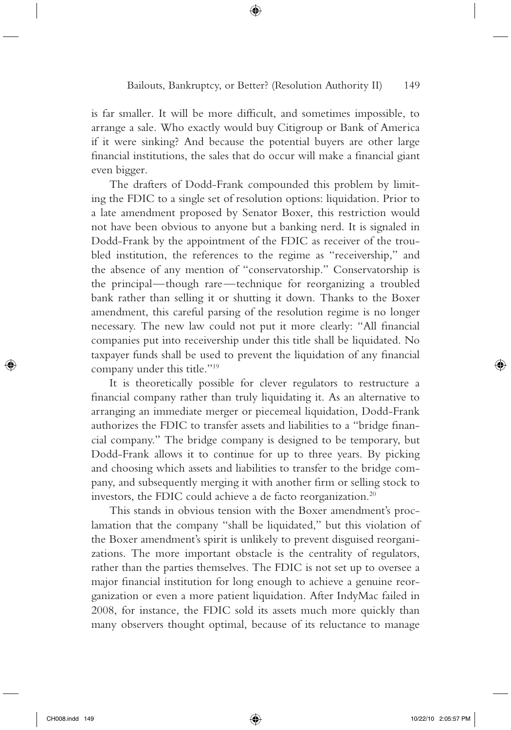is far smaller. It will be more difficult, and sometimes impossible, to arrange a sale. Who exactly would buy Citigroup or Bank of America if it were sinking? And because the potential buyers are other large financial institutions, the sales that do occur will make a financial giant even bigger.

The drafters of Dodd-Frank compounded this problem by limiting the FDIC to a single set of resolution options: liquidation. Prior to a late amendment proposed by Senator Boxer, this restriction would not have been obvious to anyone but a banking nerd. It is signaled in Dodd-Frank by the appointment of the FDIC as receiver of the troubled institution, the references to the regime as "receivership," and the absence of any mention of "conservatorship." Conservatorship is the principal—though rare—technique for reorganizing a troubled bank rather than selling it or shutting it down. Thanks to the Boxer amendment, this careful parsing of the resolution regime is no longer necessary. The new law could not put it more clearly: "All financial companies put into receivership under this title shall be liquidated. No taxpayer funds shall be used to prevent the liquidation of any financial company under this title."[19]

It is theoretically possible for clever regulators to restructure a financial company rather than truly liquidating it. As an alternative to arranging an immediate merger or piecemeal liquidation, Dodd-Frank authorizes the FDIC to transfer assets and liabilities to a "bridge financial company." The bridge company is designed to be temporary, but Dodd-Frank allows it to continue for up to three years. By picking and choosing which assets and liabilities to transfer to the bridge company, and subsequently merging it with another firm or selling stock to investors, the FDIC could achieve a de facto reorganization.[20]

This stands in obvious tension with the Boxer amendment's proclamation that the company "shall be liquidated," but this violation of the Boxer amendment's spirit is unlikely to prevent disguised reorganizations. The more important obstacle is the centrality of regulators, rather than the parties themselves. The FDIC is not set up to oversee a major financial institution for long enough to achieve a genuine reorganization or even a more patient liquidation. After IndyMac failed in 2008, for instance, the FDIC sold its assets much more quickly than many observers thought optimal, because of its reluctance to manage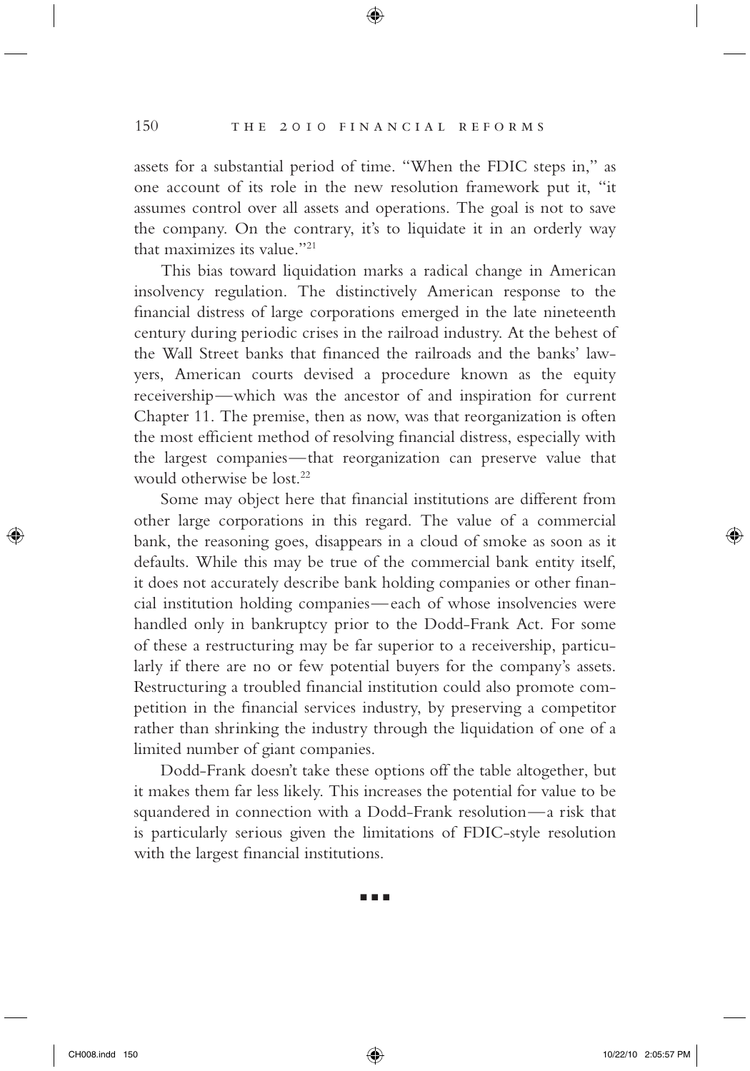assets for a substantial period of time. "When the FDIC steps in," as one account of its role in the new resolution framework put it, "it assumes control over all assets and operations. The goal is not to save the company. On the contrary, it's to liquidate it in an orderly way that maximizes its value."[21]

This bias toward liquidation marks a radical change in American insolvency regulation. The distinctively American response to the financial distress of large corporations emerged in the late nineteenth century during periodic crises in the railroad industry. At the behest of the Wall Street banks that financed the railroads and the banks' lawyers, American courts devised a procedure known as the equity receivership—which was the ancestor of and inspiration for current Chapter 11. The premise, then as now, was that reorganization is often the most efficient method of resolving financial distress, especially with the largest companies—that reorganization can preserve value that would otherwise be lost.[22]

Some may object here that financial institutions are different from other large corporations in this regard. The value of a commercial bank, the reasoning goes, disappears in a cloud of smoke as soon as it defaults. While this may be true of the commercial bank entity itself, it does not accurately describe bank holding companies or other financial institution holding companies—each of whose insolvencies were handled only in bankruptcy prior to the Dodd-Frank Act. For some of these a restructuring may be far superior to a receivership, particularly if there are no or few potential buyers for the company's assets. Restructuring a troubled financial institution could also promote competition in the financial services industry, by preserving a competitor rather than shrinking the industry through the liquidation of one of a limited number of giant companies.

Dodd-Frank doesn't take these options off the table altogether, but it makes them far less likely. This increases the potential for value to be squandered in connection with a Dodd-Frank resolution—a risk that is particularly serious given the limitations of FDIC-style resolution with the largest financial institutions.

■ ■ ■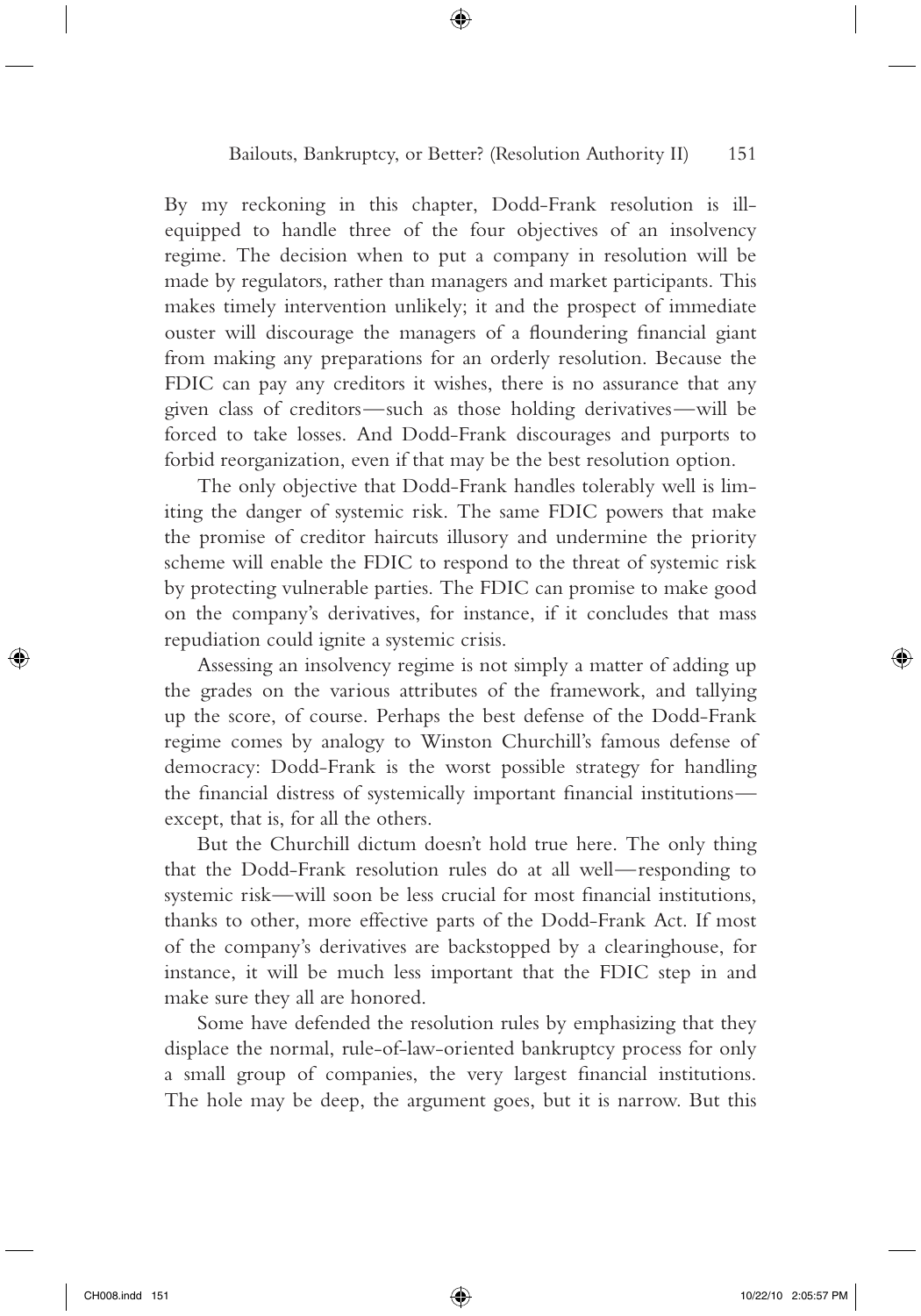By my reckoning in this chapter, Dodd-Frank resolution is ill-equipped to handle three of the four objectives of an insolvency regime. The decision when to put a company in resolution will be made by regulators, rather than managers and market participants. This makes timely intervention unlikely; it and the prospect of immediate ouster will discourage the managers of a floundering financial giant from making any preparations for an orderly resolution. Because the FDIC can pay any creditors it wishes, there is no assurance that any given class of creditors—such as those holding derivatives—will be forced to take losses. And Dodd-Frank discourages and purports to forbid reorganization, even if that may be the best resolution option.

The only objective that Dodd-Frank handles tolerably well is limiting the danger of systemic risk. The same FDIC powers that make the promise of creditor haircuts illusory and undermine the priority scheme will enable the FDIC to respond to the threat of systemic risk by protecting vulnerable parties. The FDIC can promise to make good on the company's derivatives, for instance, if it concludes that mass repudiation could ignite a systemic crisis.

Assessing an insolvency regime is not simply a matter of adding up the grades on the various attributes of the framework, and tallying up the score, of course. Perhaps the best defense of the Dodd-Frank regime comes by analogy to Winston Churchill's famous defense of democracy: Dodd-Frank is the worst possible strategy for handling the financial distress of systemically important financial institutions—except, that is, for all the others.

But the Churchill dictum doesn't hold true here. The only thing that the Dodd-Frank resolution rules do at all well—responding to systemic risk—will soon be less crucial for most financial institutions, thanks to other, more effective parts of the Dodd-Frank Act. If most of the company's derivatives are backstopped by a clearinghouse, for instance, it will be much less important that the FDIC step in and make sure they all are honored.

Some have defended the resolution rules by emphasizing that they displace the normal, rule-of-law-oriented bankruptcy process for only a small group of companies, the very largest financial institutions. The hole may be deep, the argument goes, but it is narrow. But this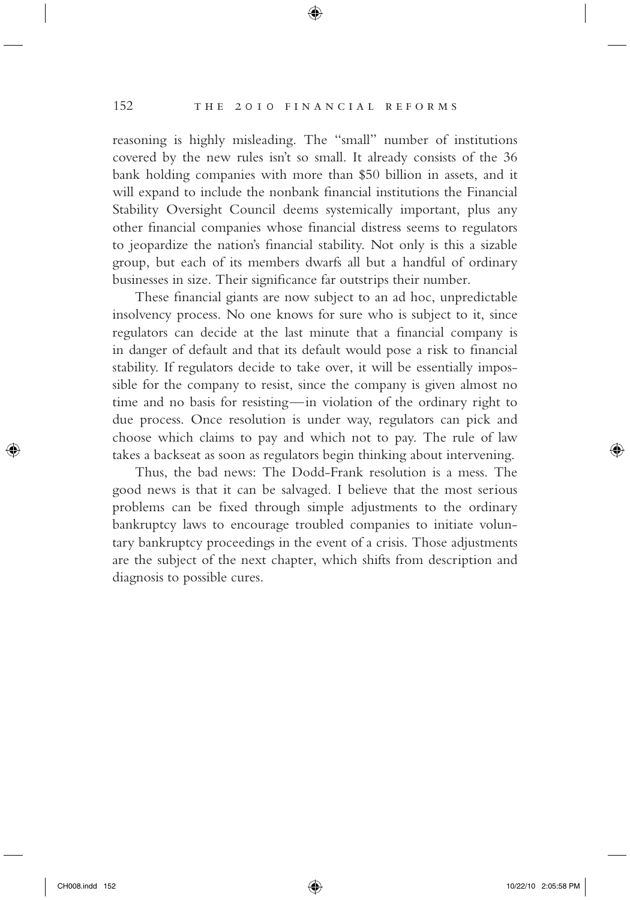reasoning is highly misleading. The "small" number of institutions covered by the new rules isn't so small. It already consists of the 36 bank holding companies with more than $50 billion in assets, and it will expand to include the nonbank financial institutions the Financial Stability Oversight Council deems systemically important, plus any other financial companies whose financial distress seems to regulators to jeopardize the nation's financial stability. Not only is this a sizable group, but each of its members dwarfs all but a handful of ordinary businesses in size. Their significance far outstrips their number.

These financial giants are now subject to an ad hoc, unpredictable insolvency process. No one knows for sure who is subject to it, since regulators can decide at the last minute that a financial company is in danger of default and that its default would pose a risk to financial stability. If regulators decide to take over, it will be essentially impossible for the company to resist, since the company is given almost no time and no basis for resisting—in violation of the ordinary right to due process. Once resolution is under way, regulators can pick and choose which claims to pay and which not to pay. The rule of law takes a backseat as soon as regulators begin thinking about intervening.

Thus, the bad news: The Dodd-Frank resolution is a mess. The good news is that it can be salvaged. I believe that the most serious problems can be fixed through simple adjustments to the ordinary bankruptcy laws to encourage troubled companies to initiate voluntary bankruptcy proceedings in the event of a crisis. Those adjustments are the subject of the next chapter, which shifts from description and diagnosis to possible cures.